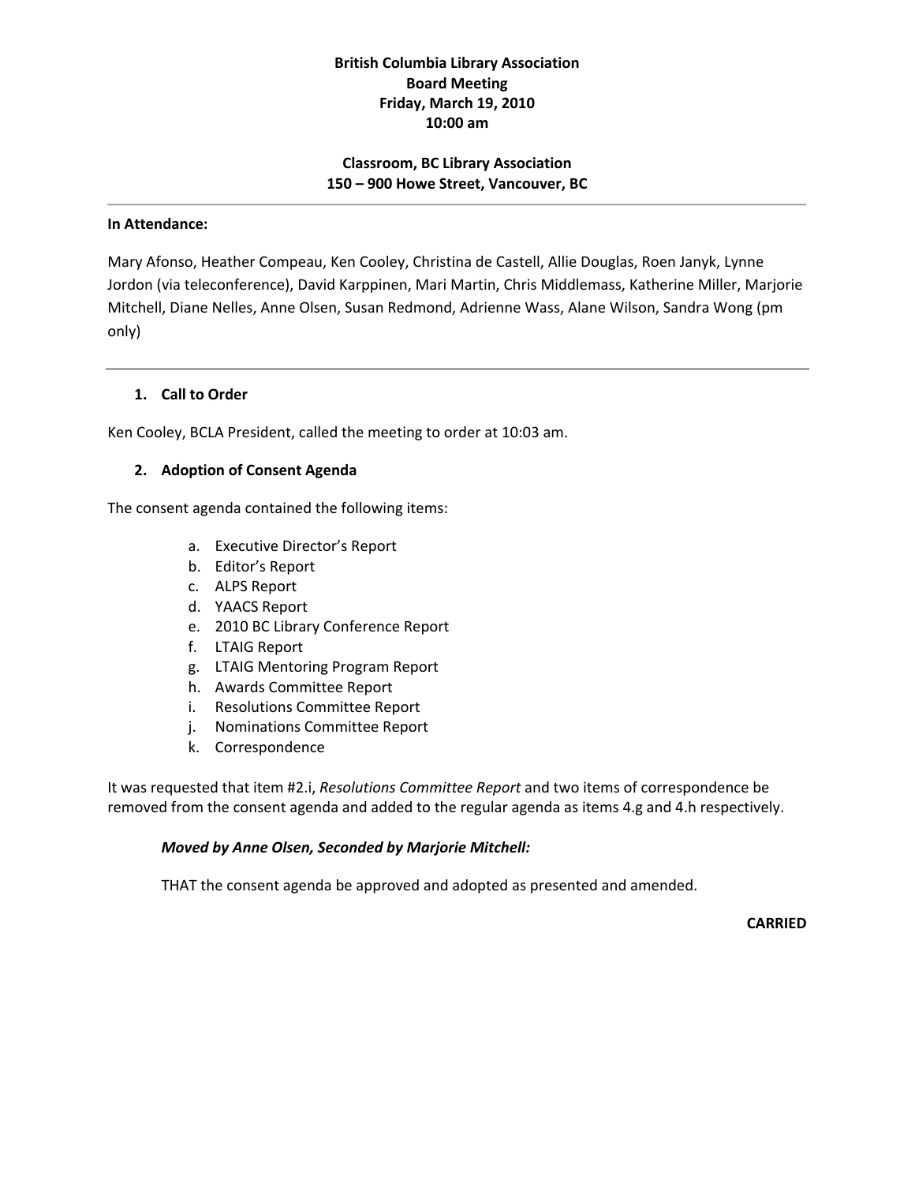**British Columbia Library Association**
**Board Meeting**
**Friday, March 19, 2010**
**10:00 am**

**Classroom, BC Library Association**
**150 – 900 Howe Street, Vancouver, BC**

---

**In Attendance:**

Mary Afonso, Heather Compeau, Ken Cooley, Christina de Castell, Allie Douglas, Roen Janyk, Lynne Jordon (via teleconference), David Karppinen, Mari Martin, Chris Middlemass, Katherine Miller, Marjorie Mitchell, Diane Nelles, Anne Olsen, Susan Redmond, Adrienne Wass, Alane Wilson, Sandra Wong (pm only)

---

### 1. Call to Order

Ken Cooley, BCLA President, called the meeting to order at 10:03 am.

### 2. Adoption of Consent Agenda

The consent agenda contained the following items:

a. Executive Director's Report
b. Editor's Report
c. ALPS Report
d. YAACS Report
e. 2010 BC Library Conference Report
f. LTAIG Report
g. LTAIG Mentoring Program Report
h. Awards Committee Report
i. Resolutions Committee Report
j. Nominations Committee Report
k. Correspondence

It was requested that item #2.i, *Resolutions Committee Report* and two items of correspondence be removed from the consent agenda and added to the regular agenda as items 4.g and 4.h respectively.

***Moved by Anne Olsen, Seconded by Marjorie Mitchell:***

THAT the consent agenda be approved and adopted as presented and amended.

**CARRIED**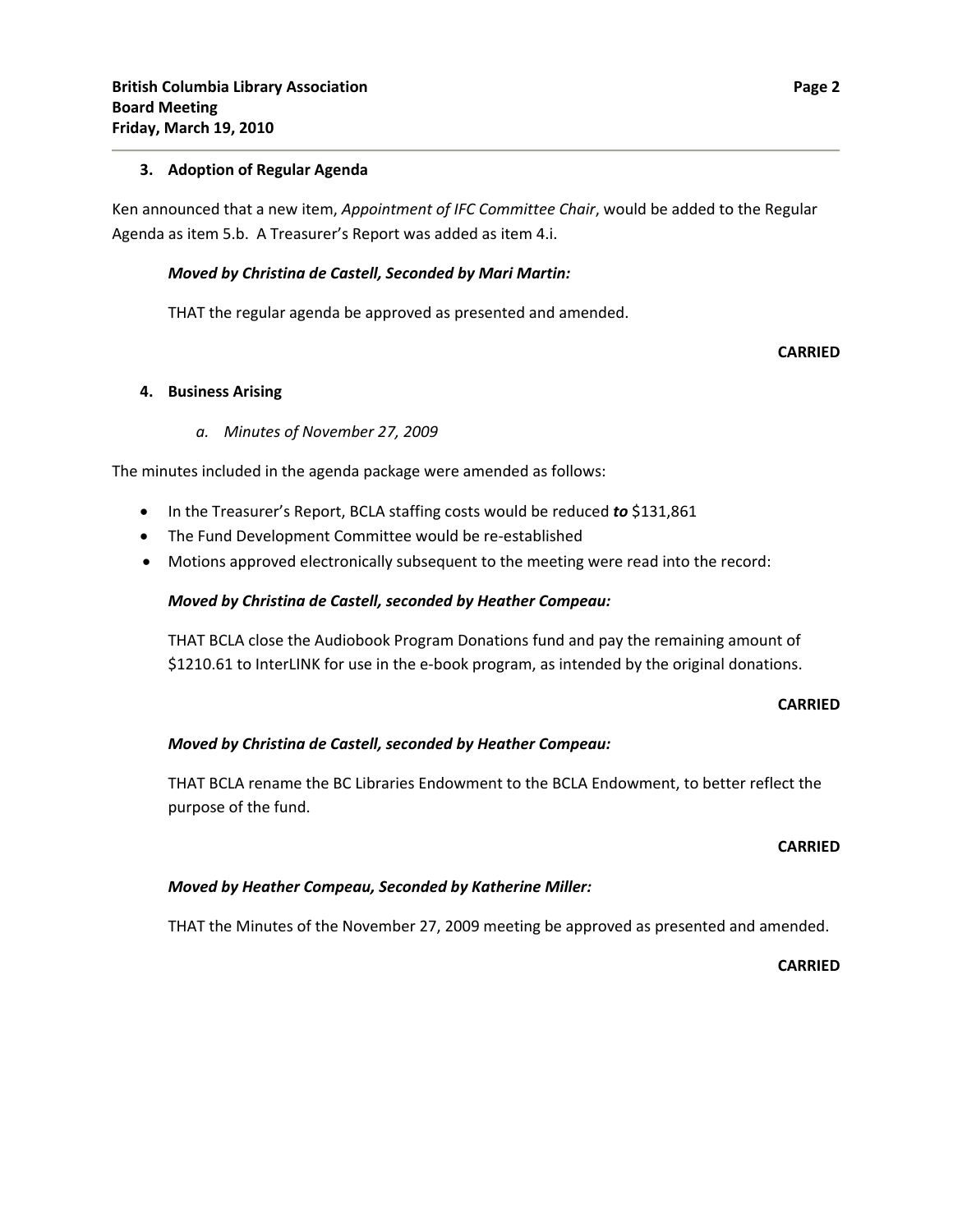### 3. Adoption of Regular Agenda

Ken announced that a new item, *Appointment of IFC Committee Chair*, would be added to the Regular Agenda as item 5.b. A Treasurer's Report was added as item 4.i.

***Moved by Christina de Castell, Seconded by Mari Martin:***

THAT the regular agenda be approved as presented and amended.

**CARRIED**

### 4. Business Arising

*a. Minutes of November 27, 2009*

The minutes included in the agenda package were amended as follows:

- In the Treasurer's Report, BCLA staffing costs would be reduced ***to*** $131,861
- The Fund Development Committee would be re-established
- Motions approved electronically subsequent to the meeting were read into the record:

***Moved by Christina de Castell, seconded by Heather Compeau:***

THAT BCLA close the Audiobook Program Donations fund and pay the remaining amount of $1210.61 to InterLINK for use in the e-book program, as intended by the original donations.

**CARRIED**

***Moved by Christina de Castell, seconded by Heather Compeau:***

THAT BCLA rename the BC Libraries Endowment to the BCLA Endowment, to better reflect the purpose of the fund.

**CARRIED**

***Moved by Heather Compeau, Seconded by Katherine Miller:***

THAT the Minutes of the November 27, 2009 meeting be approved as presented and amended.

**CARRIED**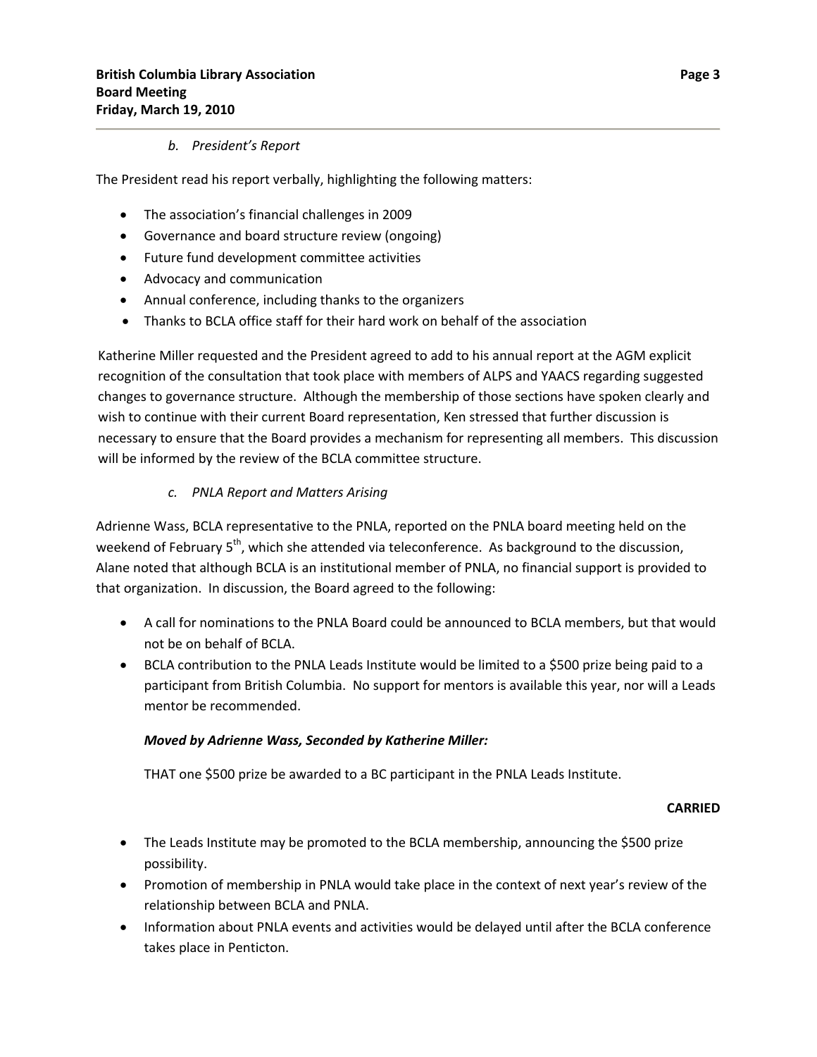*b. President's Report*

The President read his report verbally, highlighting the following matters:

- The association's financial challenges in 2009
- Governance and board structure review (ongoing)
- Future fund development committee activities
- Advocacy and communication
- Annual conference, including thanks to the organizers
- Thanks to BCLA office staff for their hard work on behalf of the association

Katherine Miller requested and the President agreed to add to his annual report at the AGM explicit recognition of the consultation that took place with members of ALPS and YAACS regarding suggested changes to governance structure. Although the membership of those sections have spoken clearly and wish to continue with their current Board representation, Ken stressed that further discussion is necessary to ensure that the Board provides a mechanism for representing all members. This discussion will be informed by the review of the BCLA committee structure.

*c. PNLA Report and Matters Arising*

Adrienne Wass, BCLA representative to the PNLA, reported on the PNLA board meeting held on the weekend of February 5th, which she attended via teleconference. As background to the discussion, Alane noted that although BCLA is an institutional member of PNLA, no financial support is provided to that organization. In discussion, the Board agreed to the following:

- A call for nominations to the PNLA Board could be announced to BCLA members, but that would not be on behalf of BCLA.
- BCLA contribution to the PNLA Leads Institute would be limited to a $500 prize being paid to a participant from British Columbia. No support for mentors is available this year, nor will a Leads mentor be recommended.

***Moved by Adrienne Wass, Seconded by Katherine Miller:***

THAT one $500 prize be awarded to a BC participant in the PNLA Leads Institute.

**CARRIED**

- The Leads Institute may be promoted to the BCLA membership, announcing the $500 prize possibility.
- Promotion of membership in PNLA would take place in the context of next year's review of the relationship between BCLA and PNLA.
- Information about PNLA events and activities would be delayed until after the BCLA conference takes place in Penticton.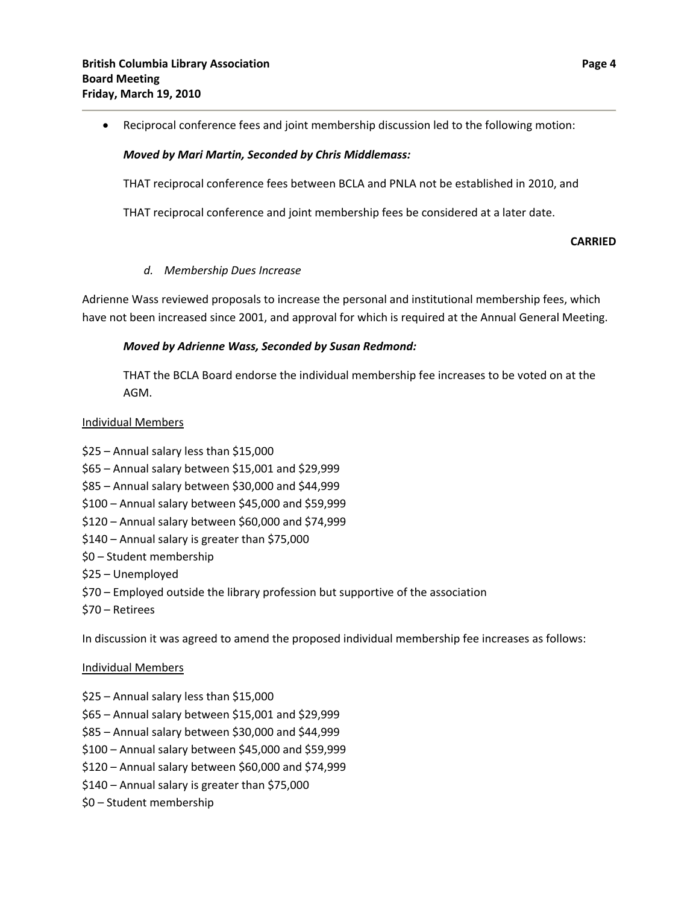- Reciprocal conference fees and joint membership discussion led to the following motion:

  ***Moved by Mari Martin, Seconded by Chris Middlemass:***

  THAT reciprocal conference fees between BCLA and PNLA not be established in 2010, and

  THAT reciprocal conference and joint membership fees be considered at a later date.

**CARRIED**

*d. Membership Dues Increase*

Adrienne Wass reviewed proposals to increase the personal and institutional membership fees, which have not been increased since 2001, and approval for which is required at the Annual General Meeting.

***Moved by Adrienne Wass, Seconded by Susan Redmond:***

THAT the BCLA Board endorse the individual membership fee increases to be voted on at the AGM.

<u>Individual Members</u>

$25 – Annual salary less than $15,000
$65 – Annual salary between $15,001 and $29,999
$85 – Annual salary between $30,000 and $44,999
$100 – Annual salary between $45,000 and $59,999
$120 – Annual salary between $60,000 and $74,999
$140 – Annual salary is greater than $75,000
$0 – Student membership
$25 – Unemployed
$70 – Employed outside the library profession but supportive of the association
$70 – Retirees

In discussion it was agreed to amend the proposed individual membership fee increases as follows:

<u>Individual Members</u>

$25 – Annual salary less than $15,000
$65 – Annual salary between $15,001 and $29,999
$85 – Annual salary between $30,000 and $44,999
$100 – Annual salary between $45,000 and $59,999
$120 – Annual salary between $60,000 and $74,999
$140 – Annual salary is greater than $75,000
$0 – Student membership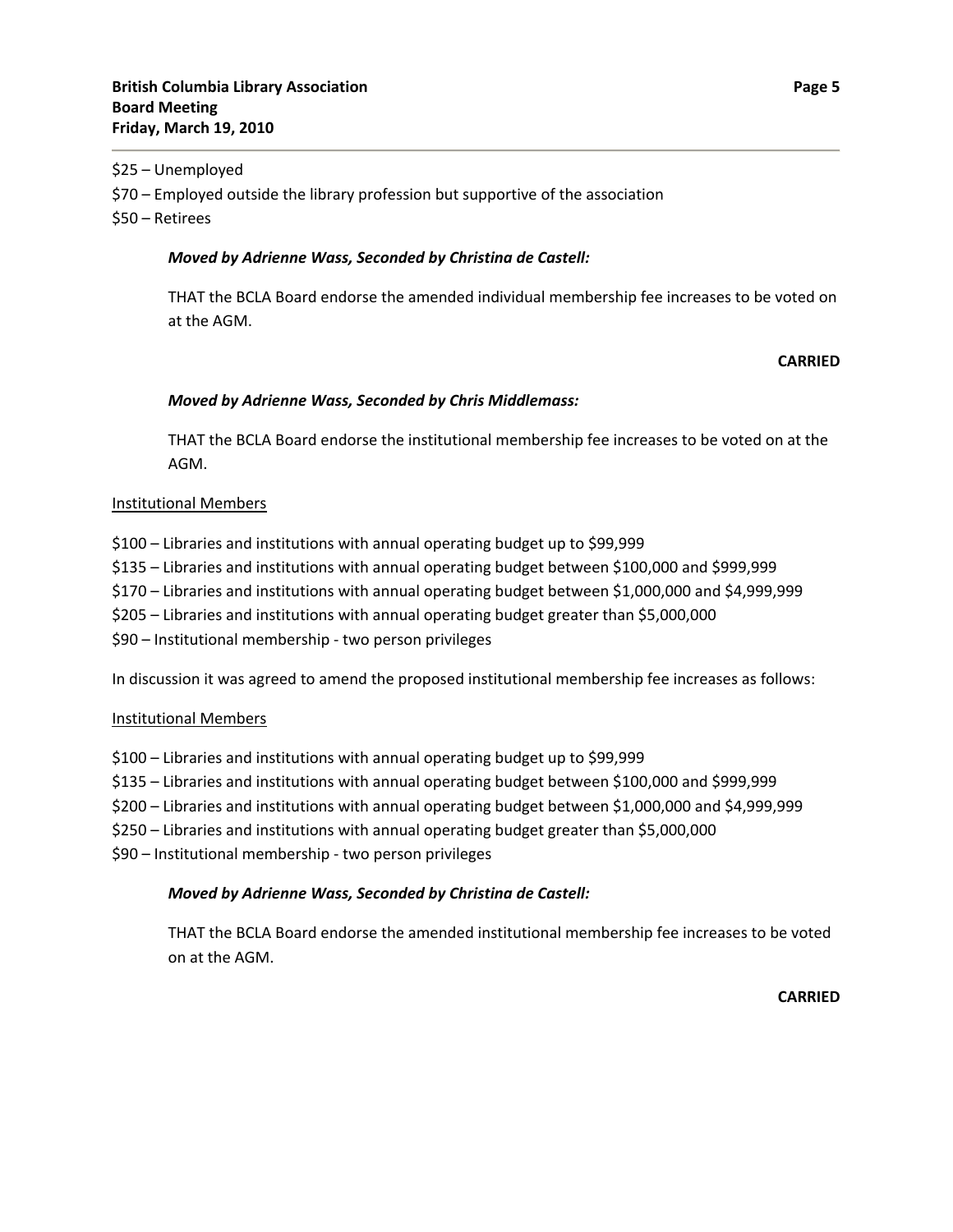$25 – Unemployed
$70 – Employed outside the library profession but supportive of the association
$50 – Retirees

> ***Moved by Adrienne Wass, Seconded by Christina de Castell:***
>
> THAT the BCLA Board endorse the amended individual membership fee increases to be voted on at the AGM.
>
> **CARRIED**

> ***Moved by Adrienne Wass, Seconded by Chris Middlemass:***
>
> THAT the BCLA Board endorse the institutional membership fee increases to be voted on at the AGM.

Institutional Members

$100 – Libraries and institutions with annual operating budget up to $99,999
$135 – Libraries and institutions with annual operating budget between $100,000 and $999,999
$170 – Libraries and institutions with annual operating budget between $1,000,000 and $4,999,999
$205 – Libraries and institutions with annual operating budget greater than $5,000,000
$90 – Institutional membership - two person privileges

In discussion it was agreed to amend the proposed institutional membership fee increases as follows:

Institutional Members

$100 – Libraries and institutions with annual operating budget up to $99,999
$135 – Libraries and institutions with annual operating budget between $100,000 and $999,999
$200 – Libraries and institutions with annual operating budget between $1,000,000 and $4,999,999
$250 – Libraries and institutions with annual operating budget greater than $5,000,000
$90 – Institutional membership - two person privileges

> ***Moved by Adrienne Wass, Seconded by Christina de Castell:***
>
> THAT the BCLA Board endorse the amended institutional membership fee increases to be voted on at the AGM.
>
> **CARRIED**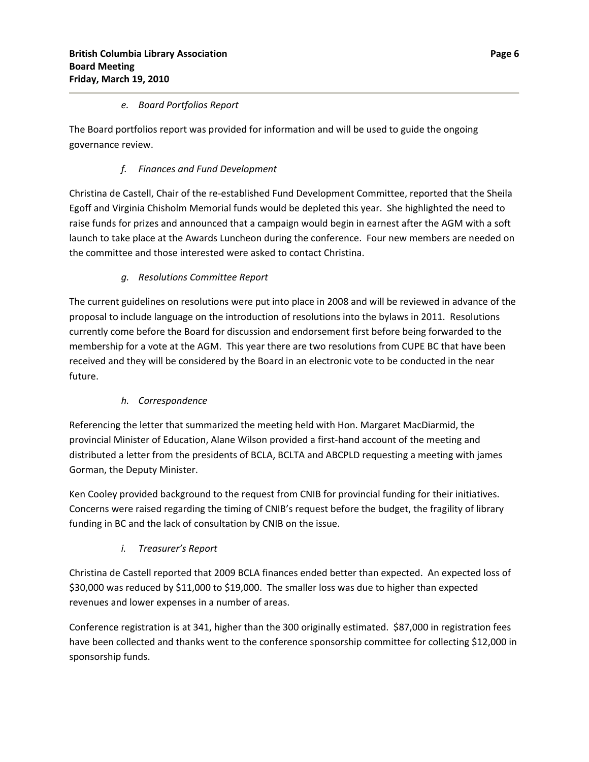*e. Board Portfolios Report*

The Board portfolios report was provided for information and will be used to guide the ongoing governance review.

*f. Finances and Fund Development*

Christina de Castell, Chair of the re-established Fund Development Committee, reported that the Sheila Egoff and Virginia Chisholm Memorial funds would be depleted this year. She highlighted the need to raise funds for prizes and announced that a campaign would begin in earnest after the AGM with a soft launch to take place at the Awards Luncheon during the conference. Four new members are needed on the committee and those interested were asked to contact Christina.

*g. Resolutions Committee Report*

The current guidelines on resolutions were put into place in 2008 and will be reviewed in advance of the proposal to include language on the introduction of resolutions into the bylaws in 2011. Resolutions currently come before the Board for discussion and endorsement first before being forwarded to the membership for a vote at the AGM. This year there are two resolutions from CUPE BC that have been received and they will be considered by the Board in an electronic vote to be conducted in the near future.

*h. Correspondence*

Referencing the letter that summarized the meeting held with Hon. Margaret MacDiarmid, the provincial Minister of Education, Alane Wilson provided a first-hand account of the meeting and distributed a letter from the presidents of BCLA, BCLTA and ABCPLD requesting a meeting with james Gorman, the Deputy Minister.

Ken Cooley provided background to the request from CNIB for provincial funding for their initiatives. Concerns were raised regarding the timing of CNIB's request before the budget, the fragility of library funding in BC and the lack of consultation by CNIB on the issue.

*i. Treasurer's Report*

Christina de Castell reported that 2009 BCLA finances ended better than expected. An expected loss of $30,000 was reduced by $11,000 to $19,000. The smaller loss was due to higher than expected revenues and lower expenses in a number of areas.

Conference registration is at 341, higher than the 300 originally estimated. $87,000 in registration fees have been collected and thanks went to the conference sponsorship committee for collecting $12,000 in sponsorship funds.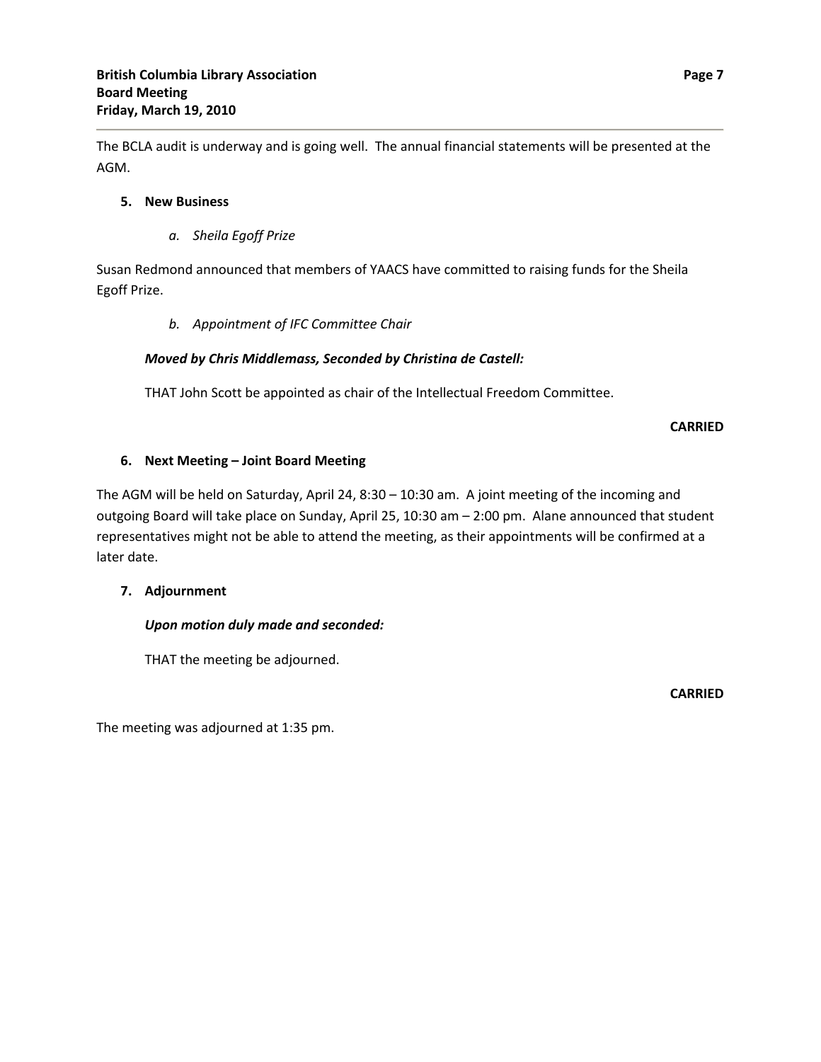The BCLA audit is underway and is going well. The annual financial statements will be presented at the AGM.

## 5. New Business

### *a. Sheila Egoff Prize*

Susan Redmond announced that members of YAACS have committed to raising funds for the Sheila Egoff Prize.

### *b. Appointment of IFC Committee Chair*

***Moved by Chris Middlemass, Seconded by Christina de Castell:***

THAT John Scott be appointed as chair of the Intellectual Freedom Committee.

**CARRIED**

## 6. Next Meeting – Joint Board Meeting

The AGM will be held on Saturday, April 24, 8:30 – 10:30 am. A joint meeting of the incoming and outgoing Board will take place on Sunday, April 25, 10:30 am – 2:00 pm. Alane announced that student representatives might not be able to attend the meeting, as their appointments will be confirmed at a later date.

## 7. Adjournment

***Upon motion duly made and seconded:***

THAT the meeting be adjourned.

**CARRIED**

The meeting was adjourned at 1:35 pm.